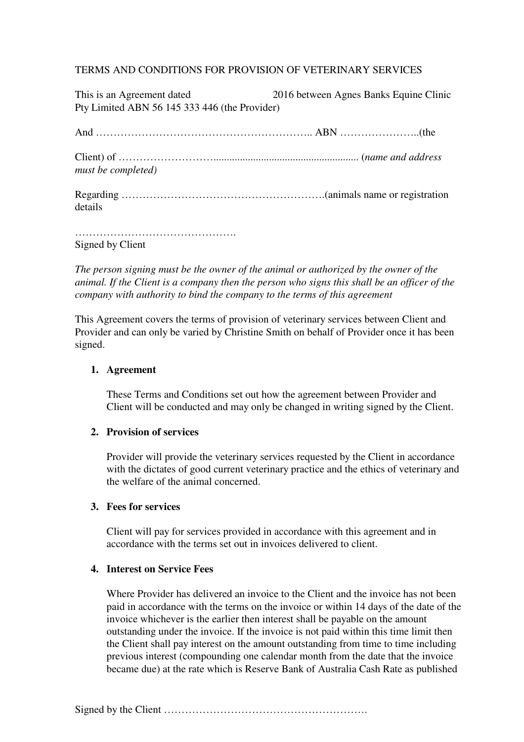TERMS AND CONDITIONS FOR PROVISION OF VETERINARY SERVICES

This is an Agreement dated 2016 between Agnes Banks Equine Clinic Pty Limited ABN 56 145 333 446 (the Provider)

And ……………………………………………………. ABN …………………..(the

Client) of ……………………….................................................... (*name and address must be completed)*

Regarding ………………………………………………….(animals name or registration details

……………………………………….
Signed by Client

*The person signing must be the owner of the animal or authorized by the owner of the animal. If the Client is a company then the person who signs this shall be an officer of the company with authority to bind the company to the terms of this agreement*

This Agreement covers the terms of provision of veterinary services between Client and Provider and can only be varied by Christine Smith on behalf of Provider once it has been signed.

1. **Agreement**

   These Terms and Conditions set out how the agreement between Provider and Client will be conducted and may only be changed in writing signed by the Client.

2. **Provision of services**

   Provider will provide the veterinary services requested by the Client in accordance with the dictates of good current veterinary practice and the ethics of veterinary and the welfare of the animal concerned.

3. **Fees for services**

   Client will pay for services provided in accordance with this agreement and in accordance with the terms set out in invoices delivered to client.

4. **Interest on Service Fees**

   Where Provider has delivered an invoice to the Client and the invoice has not been paid in accordance with the terms on the invoice or within 14 days of the date of the invoice whichever is the earlier then interest shall be payable on the amount outstanding under the invoice. If the invoice is not paid within this time limit then the Client shall pay interest on the amount outstanding from time to time including previous interest (compounding one calendar month from the date that the invoice became due) at the rate which is Reserve Bank of Australia Cash Rate as published

Signed by the Client ………………………………………………….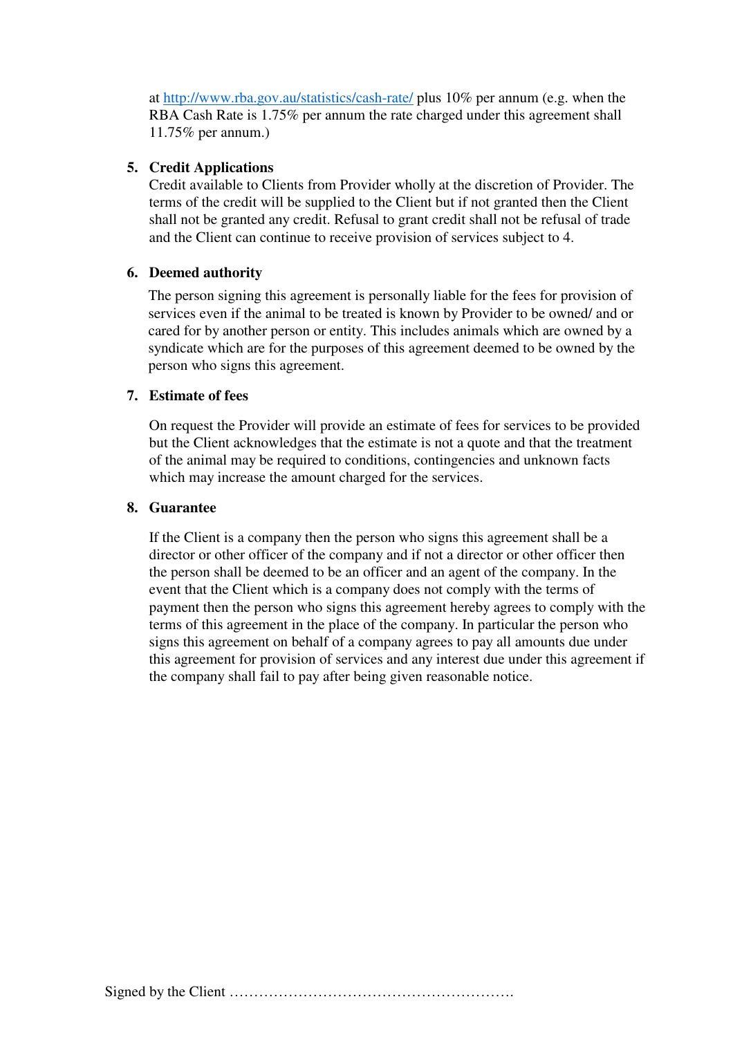at http://www.rba.gov.au/statistics/cash-rate/ plus 10% per annum (e.g. when the RBA Cash Rate is 1.75% per annum the rate charged under this agreement shall 11.75% per annum.)

5. **Credit Applications**
   Credit available to Clients from Provider wholly at the discretion of Provider. The terms of the credit will be supplied to the Client but if not granted then the Client shall not be granted any credit. Refusal to grant credit shall not be refusal of trade and the Client can continue to receive provision of services subject to 4.

6. **Deemed authority**

   The person signing this agreement is personally liable for the fees for provision of services even if the animal to be treated is known by Provider to be owned/ and or cared for by another person or entity. This includes animals which are owned by a syndicate which are for the purposes of this agreement deemed to be owned by the person who signs this agreement.

7. **Estimate of fees**

   On request the Provider will provide an estimate of fees for services to be provided but the Client acknowledges that the estimate is not a quote and that the treatment of the animal may be required to conditions, contingencies and unknown facts which may increase the amount charged for the services.

8. **Guarantee**

   If the Client is a company then the person who signs this agreement shall be a director or other officer of the company and if not a director or other officer then the person shall be deemed to be an officer and an agent of the company. In the event that the Client which is a company does not comply with the terms of payment then the person who signs this agreement hereby agrees to comply with the terms of this agreement in the place of the company. In particular the person who signs this agreement on behalf of a company agrees to pay all amounts due under this agreement for provision of services and any interest due under this agreement if the company shall fail to pay after being given reasonable notice.

Signed by the Client ………………………………………………….